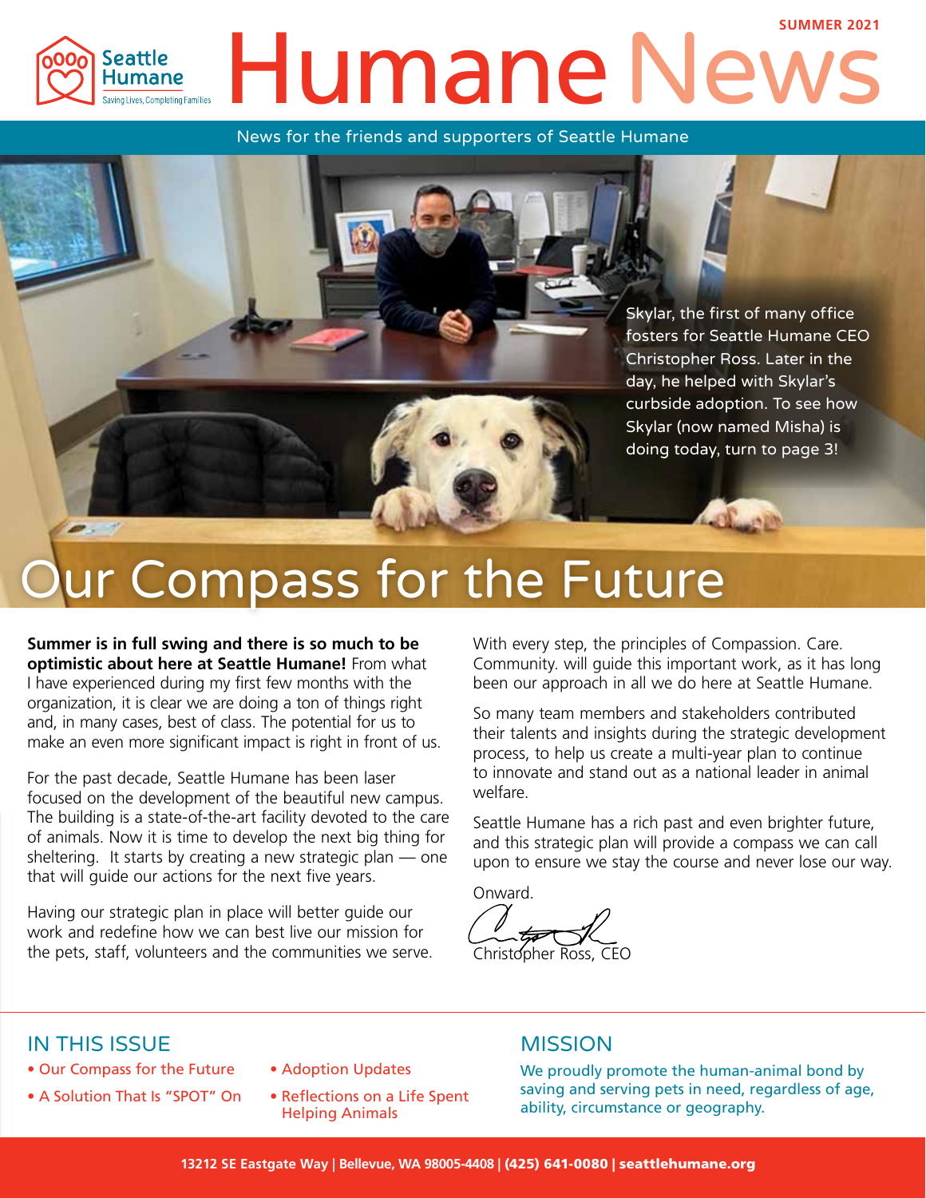SUMMER 2021

# Humane News

Seattle Humane — Saving Lives, Completing Families

News for the friends and supporters of Seattle Humane

Skylar, the first of many office fosters for Seattle Humane CEO Christopher Ross. Later in the day, he helped with Skylar's curbside adoption. To see how Skylar (now named Misha) is doing today, turn to page 3!

## Our Compass for the Future

**Summer is in full swing and there is so much to be optimistic about here at Seattle Humane!** From what I have experienced during my first few months with the organization, it is clear we are doing a ton of things right and, in many cases, best of class. The potential for us to make an even more significant impact is right in front of us.

For the past decade, Seattle Humane has been laser focused on the development of the beautiful new campus. The building is a state-of-the-art facility devoted to the care of animals. Now it is time to develop the next big thing for sheltering. It starts by creating a new strategic plan — one that will guide our actions for the next five years.

Having our strategic plan in place will better guide our work and redefine how we can best live our mission for the pets, staff, volunteers and the communities we serve.

With every step, the principles of Compassion. Care. Community. will guide this important work, as it has long been our approach in all we do here at Seattle Humane.

So many team members and stakeholders contributed their talents and insights during the strategic development process, to help us create a multi-year plan to continue to innovate and stand out as a national leader in animal welfare.

Seattle Humane has a rich past and even brighter future, and this strategic plan will provide a compass we can call upon to ensure we stay the course and never lose our way.

Onward.

Christopher Ross, CEO

### IN THIS ISSUE

- Our Compass for the Future
- A Solution That Is "SPOT" On
- Adoption Updates
- Reflections on a Life Spent Helping Animals

### MISSION

We proudly promote the human-animal bond by saving and serving pets in need, regardless of age, ability, circumstance or geography.

13212 SE Eastgate Way | Bellevue, WA 98005-4408 | (425) 641-0080 | seattlehumane.org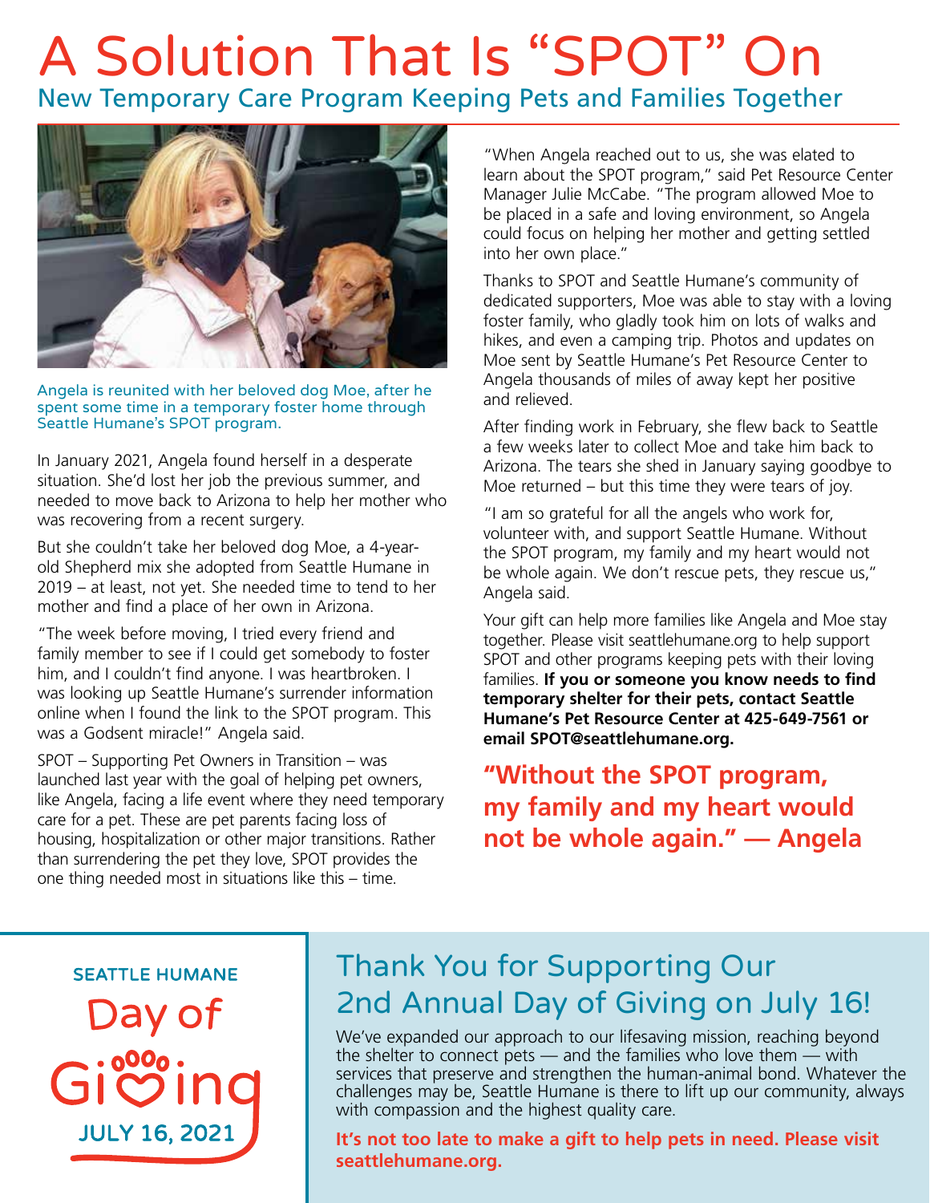# A Solution That Is "SPOT" On

## New Temporary Care Program Keeping Pets and Families Together

Angela is reunited with her beloved dog Moe, after he spent some time in a temporary foster home through Seattle Humane's SPOT program.

In January 2021, Angela found herself in a desperate situation. She'd lost her job the previous summer, and needed to move back to Arizona to help her mother who was recovering from a recent surgery.

But she couldn't take her beloved dog Moe, a 4-year-old Shepherd mix she adopted from Seattle Humane in 2019 – at least, not yet. She needed time to tend to her mother and find a place of her own in Arizona.

"The week before moving, I tried every friend and family member to see if I could get somebody to foster him, and I couldn't find anyone. I was heartbroken. I was looking up Seattle Humane's surrender information online when I found the link to the SPOT program. This was a Godsent miracle!" Angela said.

SPOT – Supporting Pet Owners in Transition – was launched last year with the goal of helping pet owners, like Angela, facing a life event where they need temporary care for a pet. These are pet parents facing loss of housing, hospitalization or other major transitions. Rather than surrendering the pet they love, SPOT provides the one thing needed most in situations like this – time.

"When Angela reached out to us, she was elated to learn about the SPOT program," said Pet Resource Center Manager Julie McCabe. "The program allowed Moe to be placed in a safe and loving environment, so Angela could focus on helping her mother and getting settled into her own place."

Thanks to SPOT and Seattle Humane's community of dedicated supporters, Moe was able to stay with a loving foster family, who gladly took him on lots of walks and hikes, and even a camping trip. Photos and updates on Moe sent by Seattle Humane's Pet Resource Center to Angela thousands of miles of away kept her positive and relieved.

After finding work in February, she flew back to Seattle a few weeks later to collect Moe and take him back to Arizona. The tears she shed in January saying goodbye to Moe returned – but this time they were tears of joy.

"I am so grateful for all the angels who work for, volunteer with, and support Seattle Humane. Without the SPOT program, my family and my heart would not be whole again. We don't rescue pets, they rescue us," Angela said.

Your gift can help more families like Angela and Moe stay together. Please visit seattlehumane.org to help support SPOT and other programs keeping pets with their loving families. **If you or someone you know needs to find temporary shelter for their pets, contact Seattle Humane's Pet Resource Center at 425-649-7561 or email SPOT@seattlehumane.org.**

> **"Without the SPOT program, my family and my heart would not be whole again." — Angela**

SEATTLE HUMANE
Day of Giving
JULY 16, 2021

## Thank You for Supporting Our 2nd Annual Day of Giving on July 16!

We've expanded our approach to our lifesaving mission, reaching beyond the shelter to connect pets — and the families who love them — with services that preserve and strengthen the human-animal bond. Whatever the challenges may be, Seattle Humane is there to lift up our community, always with compassion and the highest quality care.

**It's not too late to make a gift to help pets in need. Please visit seattlehumane.org.**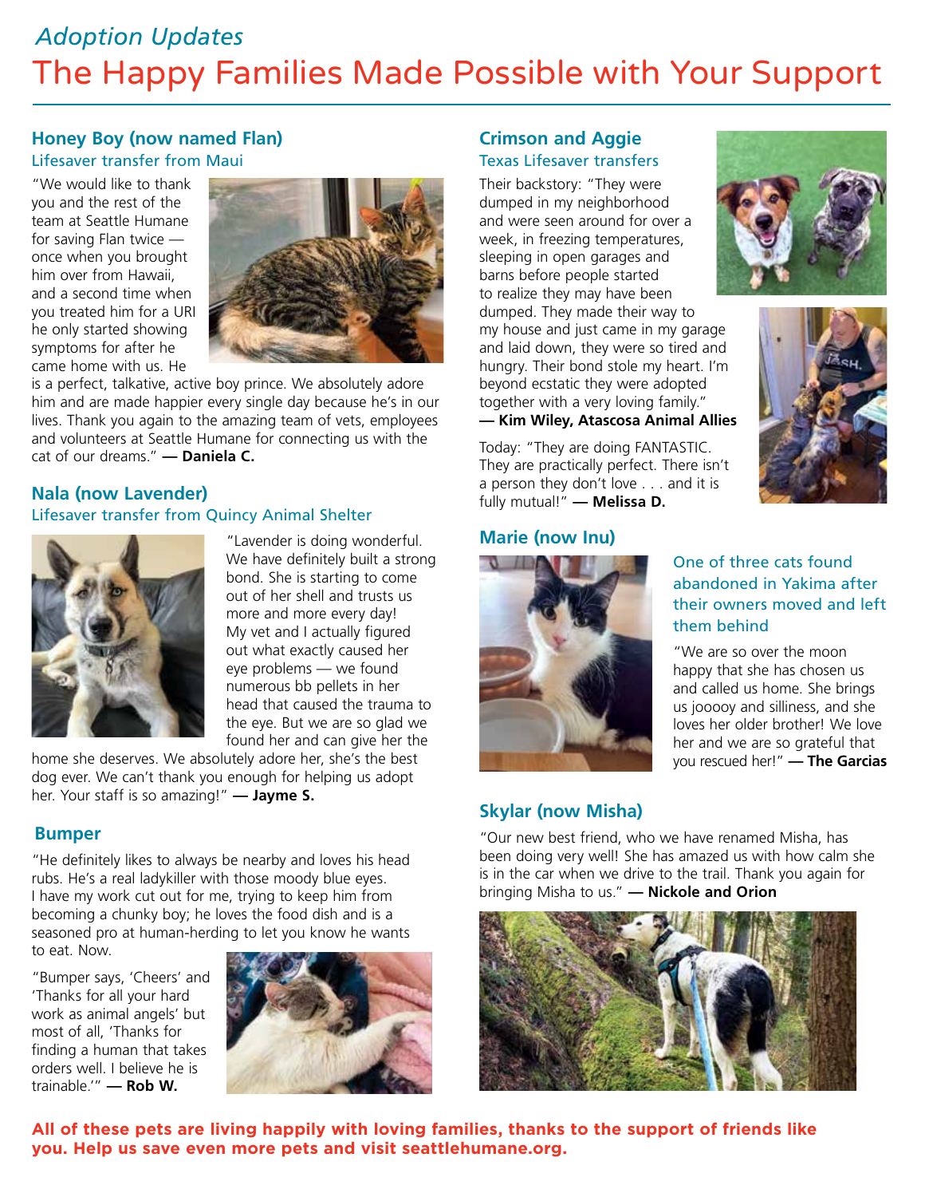*Adoption Updates*

# The Happy Families Made Possible with Your Support

### Honey Boy (now named Flan)

Lifesaver transfer from Maui

"We would like to thank you and the rest of the team at Seattle Humane for saving Flan twice — once when you brought him over from Hawaii, and a second time when you treated him for a URI he only started showing symptoms for after he came home with us. He is a perfect, talkative, active boy prince. We absolutely adore him and are made happier every single day because he's in our lives. Thank you again to the amazing team of vets, employees and volunteers at Seattle Humane for connecting us with the cat of our dreams." **— Daniela C.**

### Nala (now Lavender)

Lifesaver transfer from Quincy Animal Shelter

"Lavender is doing wonderful. We have definitely built a strong bond. She is starting to come out of her shell and trusts us more and more every day! My vet and I actually figured out what exactly caused her eye problems — we found numerous bb pellets in her head that caused the trauma to the eye. But we are so glad we found her and can give her the home she deserves. We absolutely adore her, she's the best dog ever. We can't thank you enough for helping us adopt her. Your staff is so amazing!" **— Jayme S.**

### Bumper

"He definitely likes to always be nearby and loves his head rubs. He's a real ladykiller with those moody blue eyes. I have my work cut out for me, trying to keep him from becoming a chunky boy; he loves the food dish and is a seasoned pro at human-herding to let you know he wants to eat. Now.

"Bumper says, 'Cheers' and 'Thanks for all your hard work as animal angels' but most of all, 'Thanks for finding a human that takes orders well. I believe he is trainable.'" **— Rob W.**

### Crimson and Aggie

Texas Lifesaver transfers

Their backstory: "They were dumped in my neighborhood and were seen around for over a week, in freezing temperatures, sleeping in open garages and barns before people started to realize they may have been dumped. They made their way to my house and just came in my garage and laid down, they were so tired and hungry. Their bond stole my heart. I'm beyond ecstatic they were adopted together with a very loving family." **— Kim Wiley, Atascosa Animal Allies**

Today: "They are doing FANTASTIC. They are practically perfect. There isn't a person they don't love . . . and it is fully mutual!" **— Melissa D.**

### Marie (now Inu)

One of three cats found abandoned in Yakima after their owners moved and left them behind

"We are so over the moon happy that she has chosen us and called us home. She brings us jooooy and silliness, and she loves her older brother! We love her and we are so grateful that you rescued her!" **— The Garcias**

### Skylar (now Misha)

"Our new best friend, who we have renamed Misha, has been doing very well! She has amazed us with how calm she is in the car when we drive to the trail. Thank you again for bringing Misha to us." **— Nickole and Orion**

**All of these pets are living happily with loving families, thanks to the support of friends like you. Help us save even more pets and visit seattlehumane.org.**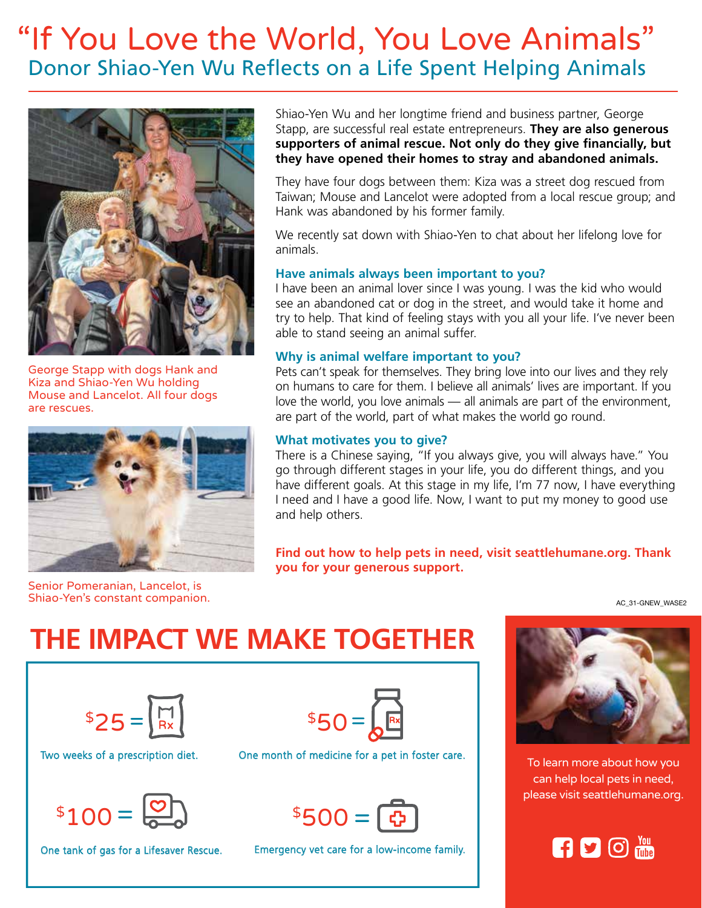# "If You Love the World, You Love Animals"

## Donor Shiao-Yen Wu Reflects on a Life Spent Helping Animals

George Stapp with dogs Hank and Kiza and Shiao-Yen Wu holding Mouse and Lancelot. All four dogs are rescues.

Senior Pomeranian, Lancelot, is Shiao-Yen's constant companion.

Shiao-Yen Wu and her longtime friend and business partner, George Stapp, are successful real estate entrepreneurs. **They are also generous supporters of animal rescue. Not only do they give financially, but they have opened their homes to stray and abandoned animals.**

They have four dogs between them: Kiza was a street dog rescued from Taiwan; Mouse and Lancelot were adopted from a local rescue group; and Hank was abandoned by his former family.

We recently sat down with Shiao-Yen to chat about her lifelong love for animals.

### Have animals always been important to you?

I have been an animal lover since I was young. I was the kid who would see an abandoned cat or dog in the street, and would take it home and try to help. That kind of feeling stays with you all your life. I've never been able to stand seeing an animal suffer.

### Why is animal welfare important to you?

Pets can't speak for themselves. They bring love into our lives and they rely on humans to care for them. I believe all animals' lives are important. If you love the world, you love animals — all animals are part of the environment, are part of the world, part of what makes the world go round.

### What motivates you to give?

There is a Chinese saying, "If you always give, you will always have." You go through different stages in your life, you do different things, and you have different goals. At this stage in my life, I'm 77 now, I have everything I need and I have a good life. Now, I want to put my money to good use and help others.

**Find out how to help pets in need, visit seattlehumane.org. Thank you for your generous support.**

AC_31-GNEW_WASE2

# THE IMPACT WE MAKE TOGETHER

**$25 =** Two weeks of a prescription diet.

**$50 =** One month of medicine for a pet in foster care.

**$100 =** One tank of gas for a Lifesaver Rescue.

**$500 =** Emergency vet care for a low-income family.

To learn more about how you can help local pets in need, please visit seattlehumane.org.